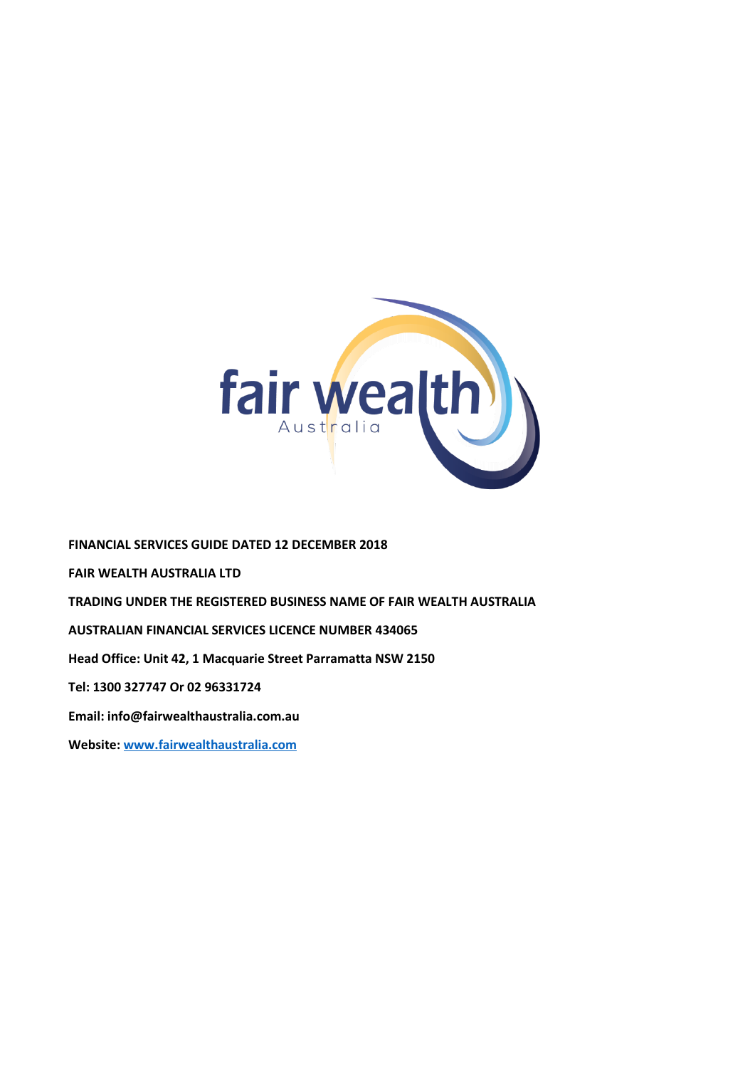**FINANCIAL SERVICES GUIDE DATED 12 DECEMBER 2018**

**FAIR WEALTH AUSTRALIA LTD**

**TRADING UNDER THE REGISTERED BUSINESS NAME OF FAIR WEALTH AUSTRALIA**

**AUSTRALIAN FINANCIAL SERVICES LICENCE NUMBER 434065**

**Head Office: Unit 42, 1 Macquarie Street Parramatta NSW 2150**

**Tel: 1300 327747 Or 02 96331724**

**Email: info@fairwealthaustralia.com.au**

**Website: [www.fairwealthaustralia.com](http://www.fairwealthaustralia.com)**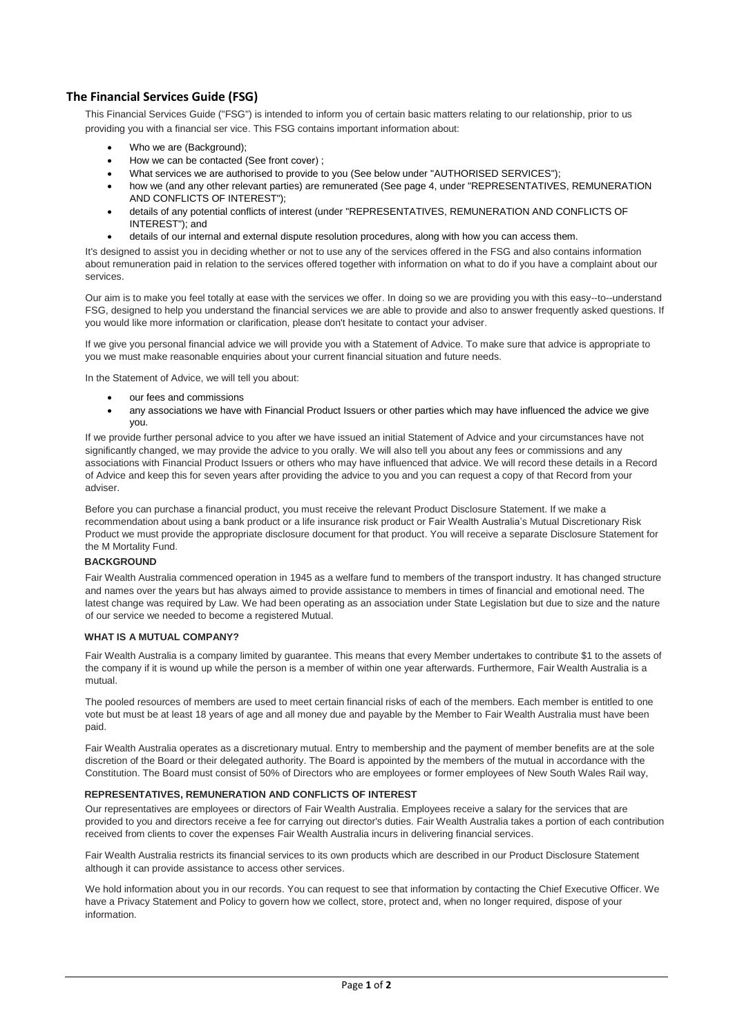## The Financial Services Guide (FSG)

This Financial Services Guide ("FSG") is intended to inform you of certain basic matters relating to our relationship, prior to us providing you with a financial ser vice. This FSG contains important information about:

- Who we are (Background);
- How we can be contacted (See front cover) ;
- What services we are authorised to provide to you (See below under "AUTHORISED SERVICES");
- how we (and any other relevant parties) are remunerated (See page 4, under "REPRESENTATIVES, REMUNERATION AND CONFLICTS OF INTEREST");
- details of any potential conflicts of interest (under "REPRESENTATIVES, REMUNERATION AND CONFLICTS OF INTEREST"); and
- details of our internal and external dispute resolution procedures, along with how you can access them.

It's designed to assist you in deciding whether or not to use any of the services offered in the FSG and also contains information about remuneration paid in relation to the services offered together with information on what to do if you have a complaint about our services.

Our aim is to make you feel totally at ease with the services we offer. In doing so we are providing you with this easy--to--understand FSG, designed to help you understand the financial services we are able to provide and also to answer frequently asked questions. If you would like more information or clarification, please don't hesitate to contact your adviser.

If we give you personal financial advice we will provide you with a Statement of Advice. To make sure that advice is appropriate to you we must make reasonable enquiries about your current financial situation and future needs.

In the Statement of Advice, we will tell you about:

- our fees and commissions
- any associations we have with Financial Product Issuers or other parties which may have influenced the advice we give you.

If we provide further personal advice to you after we have issued an initial Statement of Advice and your circumstances have not significantly changed, we may provide the advice to you orally. We will also tell you about any fees or commissions and any associations with Financial Product Issuers or others who may have influenced that advice. We will record these details in a Record of Advice and keep this for seven years after providing the advice to you and you can request a copy of that Record from your adviser.

Before you can purchase a financial product, you must receive the relevant Product Disclosure Statement. If we make a recommendation about using a bank product or a life insurance risk product or Fair Wealth Australia's Mutual Discretionary Risk Product we must provide the appropriate disclosure document for that product. You will receive a separate Disclosure Statement for the M Mortality Fund.

### BACKGROUND

Fair Wealth Australia commenced operation in 1945 as a welfare fund to members of the transport industry. It has changed structure and names over the years but has always aimed to provide assistance to members in times of financial and emotional need. The latest change was required by Law. We had been operating as an association under State Legislation but due to size and the nature of our service we needed to become a registered Mutual.

### WHAT IS A MUTUAL COMPANY?

Fair Wealth Australia is a company limited by guarantee. This means that every Member undertakes to contribute $1 to the assets of the company if it is wound up while the person is a member of within one year afterwards. Furthermore, Fair Wealth Australia is a mutual.

The pooled resources of members are used to meet certain financial risks of each of the members. Each member is entitled to one vote but must be at least 18 years of age and all money due and payable by the Member to Fair Wealth Australia must have been paid.

Fair Wealth Australia operates as a discretionary mutual. Entry to membership and the payment of member benefits are at the sole discretion of the Board or their delegated authority. The Board is appointed by the members of the mutual in accordance with the Constitution. The Board must consist of 50% of Directors who are employees or former employees of New South Wales Rail way,

### REPRESENTATIVES, REMUNERATION AND CONFLICTS OF INTEREST

Our representatives are employees or directors of Fair Wealth Australia. Employees receive a salary for the services that are provided to you and directors receive a fee for carrying out director's duties. Fair Wealth Australia takes a portion of each contribution received from clients to cover the expenses Fair Wealth Australia incurs in delivering financial services.

Fair Wealth Australia restricts its financial services to its own products which are described in our Product Disclosure Statement although it can provide assistance to access other services.

We hold information about you in our records. You can request to see that information by contacting the Chief Executive Officer. We have a Privacy Statement and Policy to govern how we collect, store, protect and, when no longer required, dispose of your information.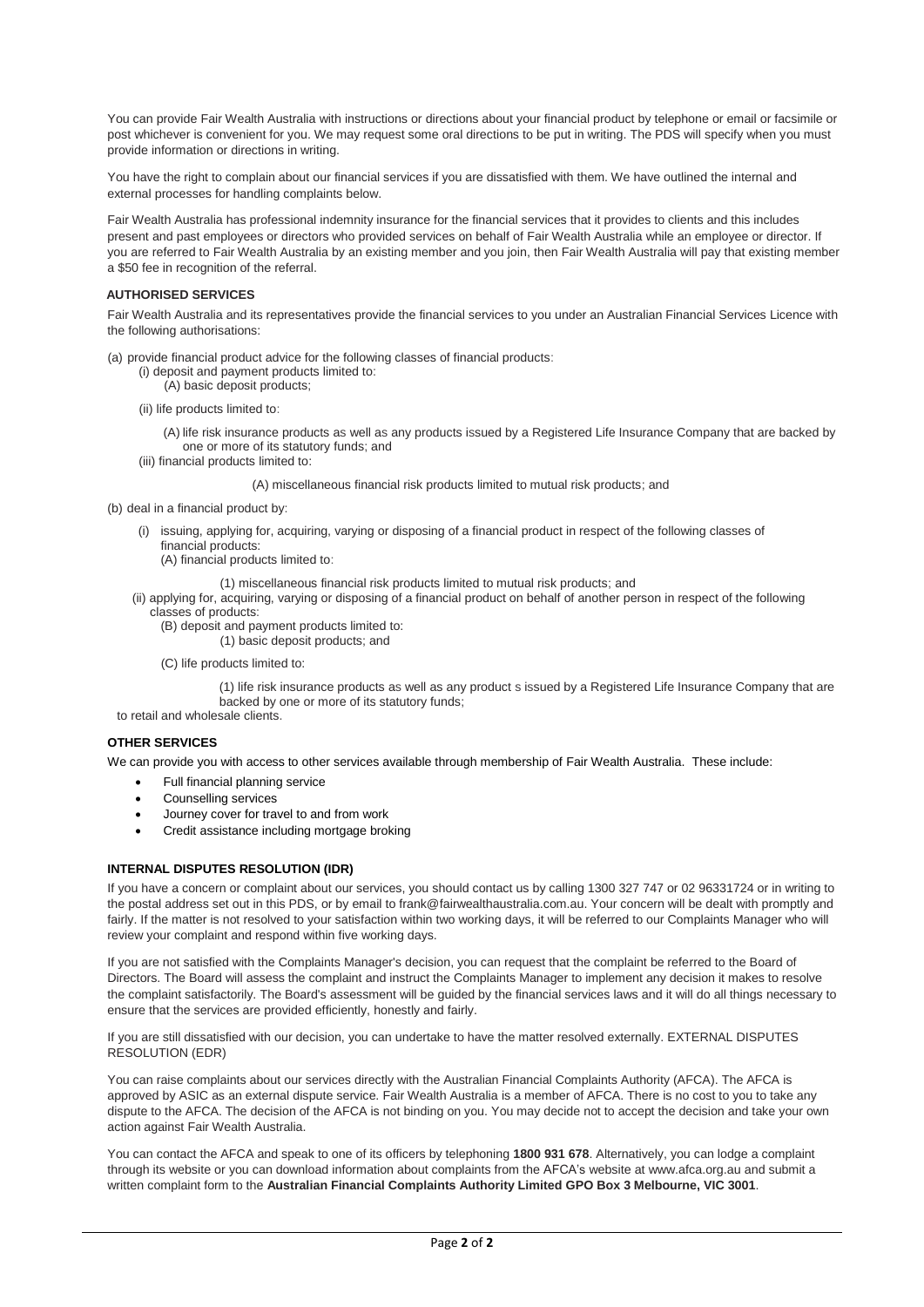You can provide Fair Wealth Australia with instructions or directions about your financial product by telephone or email or facsimile or post whichever is convenient for you. We may request some oral directions to be put in writing. The PDS will specify when you must provide information or directions in writing.

You have the right to complain about our financial services if you are dissatisfied with them. We have outlined the internal and external processes for handling complaints below.

Fair Wealth Australia has professional indemnity insurance for the financial services that it provides to clients and this includes present and past employees or directors who provided services on behalf of Fair Wealth Australia while an employee or director. If you are referred to Fair Wealth Australia by an existing member and you join, then Fair Wealth Australia will pay that existing member a $50 fee in recognition of the referral.

**AUTHORISED SERVICES**

Fair Wealth Australia and its representatives provide the financial services to you under an Australian Financial Services Licence with the following authorisations:

(a) provide financial product advice for the following classes of financial products:
- (i) deposit and payment products limited to:
  - (A) basic deposit products;
- (ii) life products limited to:
  - (A) life risk insurance products as well as any products issued by a Registered Life Insurance Company that are backed by one or more of its statutory funds; and
- (iii) financial products limited to:
  - (A) miscellaneous financial risk products limited to mutual risk products; and

(b) deal in a financial product by:
- (i) issuing, applying for, acquiring, varying or disposing of a financial product in respect of the following classes of financial products:
  - (A) financial products limited to:
    - (1) miscellaneous financial risk products limited to mutual risk products; and
- (ii) applying for, acquiring, varying or disposing of a financial product on behalf of another person in respect of the following classes of products:
  - (B) deposit and payment products limited to:
    - (1) basic deposit products; and
  - (C) life products limited to:
    - (1) life risk insurance products as well as any product s issued by a Registered Life Insurance Company that are backed by one or more of its statutory funds;

to retail and wholesale clients.

**OTHER SERVICES**

We can provide you with access to other services available through membership of Fair Wealth Australia. These include:

- Full financial planning service
- Counselling services
- Journey cover for travel to and from work
- Credit assistance including mortgage broking

**INTERNAL DISPUTES RESOLUTION (IDR)**

If you have a concern or complaint about our services, you should contact us by calling 1300 327 747 or 02 96331724 or in writing to the postal address set out in this PDS, or by email to frank@fairwealthaustralia.com.au. Your concern will be dealt with promptly and fairly. If the matter is not resolved to your satisfaction within two working days, it will be referred to our Complaints Manager who will review your complaint and respond within five working days.

If you are not satisfied with the Complaints Manager's decision, you can request that the complaint be referred to the Board of Directors. The Board will assess the complaint and instruct the Complaints Manager to implement any decision it makes to resolve the complaint satisfactorily. The Board's assessment will be guided by the financial services laws and it will do all things necessary to ensure that the services are provided efficiently, honestly and fairly.

If you are still dissatisfied with our decision, you can undertake to have the matter resolved externally. EXTERNAL DISPUTES RESOLUTION (EDR)

You can raise complaints about our services directly with the Australian Financial Complaints Authority (AFCA). The AFCA is approved by ASIC as an external dispute service. Fair Wealth Australia is a member of AFCA. There is no cost to you to take any dispute to the AFCA. The decision of the AFCA is not binding on you. You may decide not to accept the decision and take your own action against Fair Wealth Australia.

You can contact the AFCA and speak to one of its officers by telephoning **1800 931 678**. Alternatively, you can lodge a complaint through its website or you can download information about complaints from the AFCA's website at www.afca.org.au and submit a written complaint form to the **Australian Financial Complaints Authority Limited GPO Box 3 Melbourne, VIC 3001**.